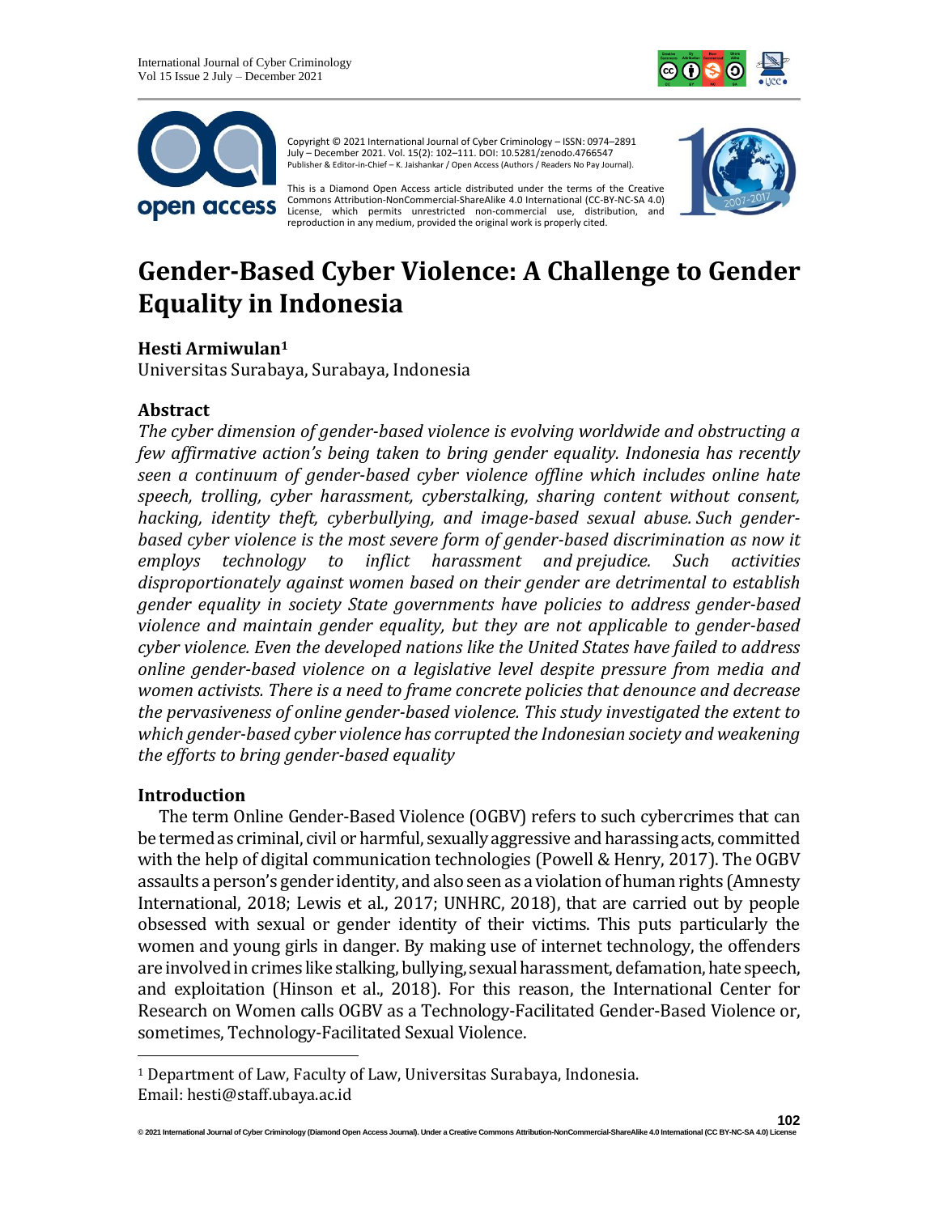Copyright © 2021 International Journal of Cyber Criminology – ISSN: 0974–2891 July – December 2021. Vol. 15(2): 102–111. DOI: 10.5281/zenodo.4766547
Publisher & Editor-in-Chief – K. Jaishankar / Open Access (Authors / Readers No Pay Journal).

This is a Diamond Open Access article distributed under the terms of the Creative Commons Attribution-NonCommercial-ShareAlike 4.0 International (CC-BY-NC-SA 4.0) License, which permits unrestricted non-commercial use, distribution, and reproduction in any medium, provided the original work is properly cited.

# Gender-Based Cyber Violence: A Challenge to Gender Equality in Indonesia

**Hesti Armiwulan[1]**
Universitas Surabaya, Surabaya, Indonesia

## Abstract

*The cyber dimension of gender-based violence is evolving worldwide and obstructing a few affirmative action's being taken to bring gender equality. Indonesia has recently seen a continuum of gender-based cyber violence offline which includes online hate speech, trolling, cyber harassment, cyberstalking, sharing content without consent, hacking, identity theft, cyberbullying, and image-based sexual abuse. Such gender-based cyber violence is the most severe form of gender-based discrimination as now it employs technology to inflict harassment and prejudice. Such activities disproportionately against women based on their gender are detrimental to establish gender equality in society State governments have policies to address gender-based violence and maintain gender equality, but they are not applicable to gender-based cyber violence. Even the developed nations like the United States have failed to address online gender-based violence on a legislative level despite pressure from media and women activists. There is a need to frame concrete policies that denounce and decrease the pervasiveness of online gender-based violence. This study investigated the extent to which gender-based cyber violence has corrupted the Indonesian society and weakening the efforts to bring gender-based equality*

## Introduction

The term Online Gender-Based Violence (OGBV) refers to such cybercrimes that can be termed as criminal, civil or harmful, sexually aggressive and harassing acts, committed with the help of digital communication technologies (Powell & Henry, 2017). The OGBV assaults a person's gender identity, and also seen as a violation of human rights (Amnesty International, 2018; Lewis et al., 2017; UNHRC, 2018), that are carried out by people obsessed with sexual or gender identity of their victims. This puts particularly the women and young girls in danger. By making use of internet technology, the offenders are involved in crimes like stalking, bullying, sexual harassment, defamation, hate speech, and exploitation (Hinson et al., 2018). For this reason, the International Center for Research on Women calls OGBV as a Technology-Facilitated Gender-Based Violence or, sometimes, Technology-Facilitated Sexual Violence.

---

[1] Department of Law, Faculty of Law, Universitas Surabaya, Indonesia. Email: hesti@staff.ubaya.ac.id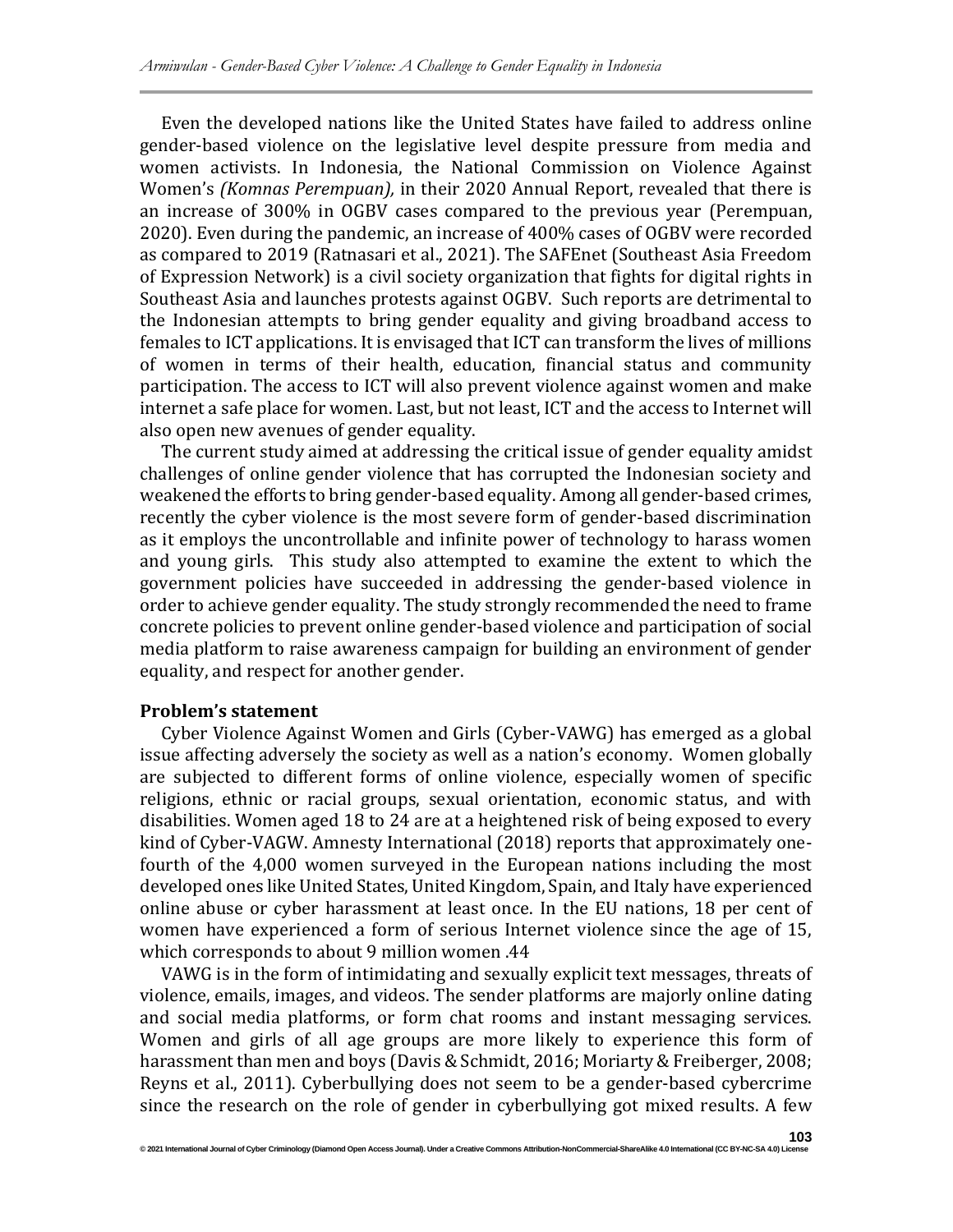Even the developed nations like the United States have failed to address online gender-based violence on the legislative level despite pressure from media and women activists. In Indonesia, the National Commission on Violence Against Women's *(Komnas Perempuan),* in their 2020 Annual Report, revealed that there is an increase of 300% in OGBV cases compared to the previous year (Perempuan, 2020). Even during the pandemic, an increase of 400% cases of OGBV were recorded as compared to 2019 (Ratnasari et al., 2021). The SAFEnet (Southeast Asia Freedom of Expression Network) is a civil society organization that fights for digital rights in Southeast Asia and launches protests against OGBV. Such reports are detrimental to the Indonesian attempts to bring gender equality and giving broadband access to females to ICT applications. It is envisaged that ICT can transform the lives of millions of women in terms of their health, education, financial status and community participation. The access to ICT will also prevent violence against women and make internet a safe place for women. Last, but not least, ICT and the access to Internet will also open new avenues of gender equality.

The current study aimed at addressing the critical issue of gender equality amidst challenges of online gender violence that has corrupted the Indonesian society and weakened the efforts to bring gender-based equality. Among all gender-based crimes, recently the cyber violence is the most severe form of gender-based discrimination as it employs the uncontrollable and infinite power of technology to harass women and young girls. This study also attempted to examine the extent to which the government policies have succeeded in addressing the gender-based violence in order to achieve gender equality. The study strongly recommended the need to frame concrete policies to prevent online gender-based violence and participation of social media platform to raise awareness campaign for building an environment of gender equality, and respect for another gender.

**Problem's statement**

Cyber Violence Against Women and Girls (Cyber-VAWG) has emerged as a global issue affecting adversely the society as well as a nation's economy. Women globally are subjected to different forms of online violence, especially women of specific religions, ethnic or racial groups, sexual orientation, economic status, and with disabilities. Women aged 18 to 24 are at a heightened risk of being exposed to every kind of Cyber-VAGW. Amnesty International (2018) reports that approximately one-fourth of the 4,000 women surveyed in the European nations including the most developed ones like United States, United Kingdom, Spain, and Italy have experienced online abuse or cyber harassment at least once. In the EU nations, 18 per cent of women have experienced a form of serious Internet violence since the age of 15, which corresponds to about 9 million women .44

VAWG is in the form of intimidating and sexually explicit text messages, threats of violence, emails, images, and videos. The sender platforms are majorly online dating and social media platforms, or form chat rooms and instant messaging services. Women and girls of all age groups are more likely to experience this form of harassment than men and boys (Davis & Schmidt, 2016; Moriarty & Freiberger, 2008; Reyns et al., 2011). Cyberbullying does not seem to be a gender-based cybercrime since the research on the role of gender in cyberbullying got mixed results. A few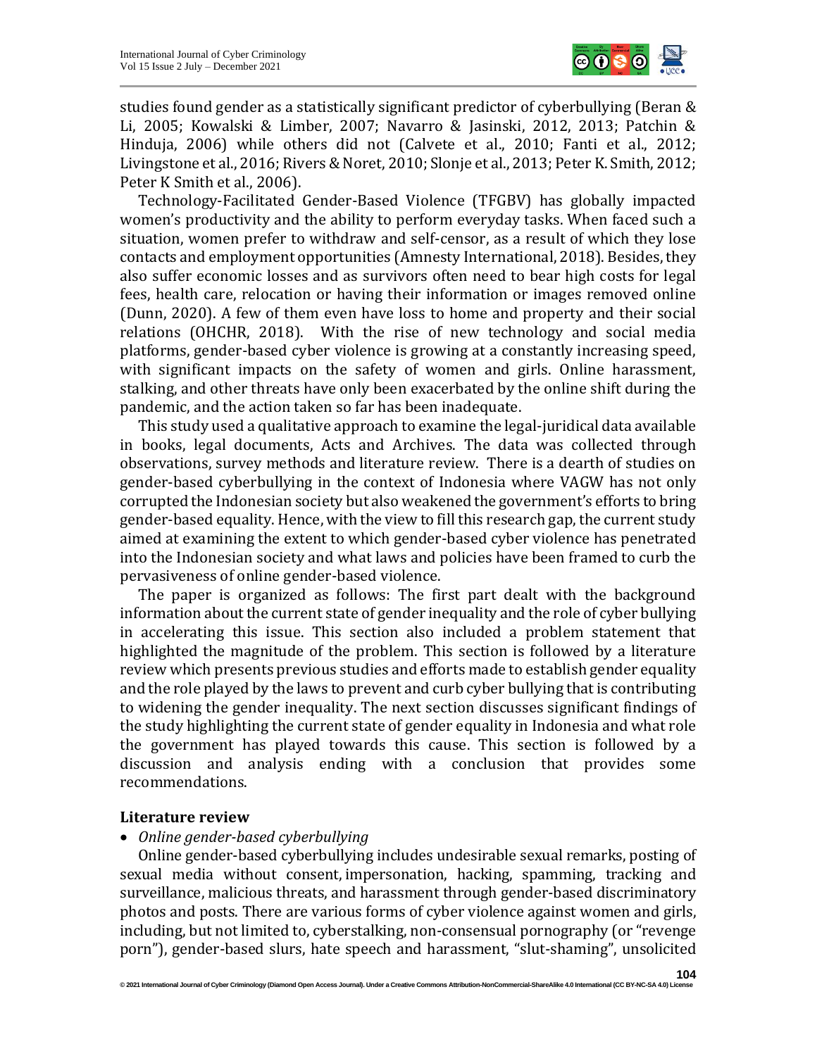studies found gender as a statistically significant predictor of cyberbullying (Beran & Li, 2005; Kowalski & Limber, 2007; Navarro & Jasinski, 2012, 2013; Patchin & Hinduja, 2006) while others did not (Calvete et al., 2010; Fanti et al., 2012; Livingstone et al., 2016; Rivers & Noret, 2010; Slonje et al., 2013; Peter K. Smith, 2012; Peter K Smith et al., 2006).

Technology-Facilitated Gender-Based Violence (TFGBV) has globally impacted women's productivity and the ability to perform everyday tasks. When faced such a situation, women prefer to withdraw and self-censor, as a result of which they lose contacts and employment opportunities (Amnesty International, 2018). Besides, they also suffer economic losses and as survivors often need to bear high costs for legal fees, health care, relocation or having their information or images removed online (Dunn, 2020). A few of them even have loss to home and property and their social relations (OHCHR, 2018). With the rise of new technology and social media platforms, gender-based cyber violence is growing at a constantly increasing speed, with significant impacts on the safety of women and girls. Online harassment, stalking, and other threats have only been exacerbated by the online shift during the pandemic, and the action taken so far has been inadequate.

This study used a qualitative approach to examine the legal-juridical data available in books, legal documents, Acts and Archives. The data was collected through observations, survey methods and literature review. There is a dearth of studies on gender-based cyberbullying in the context of Indonesia where VAGW has not only corrupted the Indonesian society but also weakened the government's efforts to bring gender-based equality. Hence, with the view to fill this research gap, the current study aimed at examining the extent to which gender-based cyber violence has penetrated into the Indonesian society and what laws and policies have been framed to curb the pervasiveness of online gender-based violence.

The paper is organized as follows: The first part dealt with the background information about the current state of gender inequality and the role of cyber bullying in accelerating this issue. This section also included a problem statement that highlighted the magnitude of the problem. This section is followed by a literature review which presents previous studies and efforts made to establish gender equality and the role played by the laws to prevent and curb cyber bullying that is contributing to widening the gender inequality. The next section discusses significant findings of the study highlighting the current state of gender equality in Indonesia and what role the government has played towards this cause. This section is followed by a discussion and analysis ending with a conclusion that provides some recommendations.

## Literature review

- *Online gender-based cyberbullying*

Online gender-based cyberbullying includes undesirable sexual remarks, posting of sexual media without consent, impersonation, hacking, spamming, tracking and surveillance, malicious threats, and harassment through gender-based discriminatory photos and posts. There are various forms of cyber violence against women and girls, including, but not limited to, cyberstalking, non-consensual pornography (or "revenge porn"), gender-based slurs, hate speech and harassment, "slut-shaming", unsolicited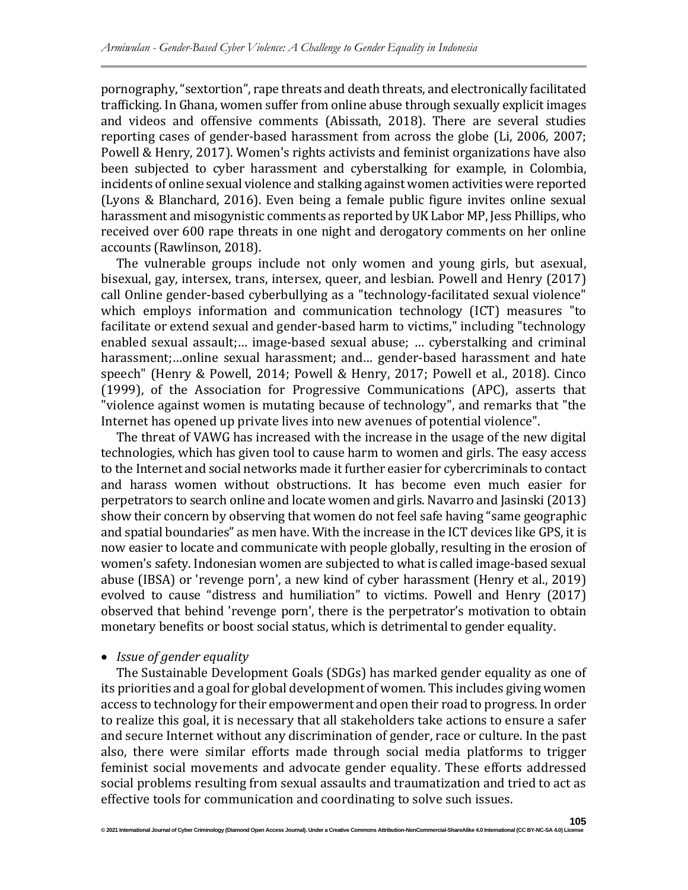pornography, "sextortion", rape threats and death threats, and electronically facilitated trafficking. In Ghana, women suffer from online abuse through sexually explicit images and videos and offensive comments (Abissath, 2018). There are several studies reporting cases of gender-based harassment from across the globe (Li, 2006, 2007; Powell & Henry, 2017). Women's rights activists and feminist organizations have also been subjected to cyber harassment and cyberstalking for example, in Colombia, incidents of online sexual violence and stalking against women activities were reported (Lyons & Blanchard, 2016). Even being a female public figure invites online sexual harassment and misogynistic comments as reported by UK Labor MP, Jess Phillips, who received over 600 rape threats in one night and derogatory comments on her online accounts (Rawlinson, 2018).

The vulnerable groups include not only women and young girls, but asexual, bisexual, gay, intersex, trans, intersex, queer, and lesbian. Powell and Henry (2017) call Online gender-based cyberbullying as a "technology-facilitated sexual violence" which employs information and communication technology (ICT) measures "to facilitate or extend sexual and gender-based harm to victims," including "technology enabled sexual assault;… image-based sexual abuse; … cyberstalking and criminal harassment;…online sexual harassment; and… gender-based harassment and hate speech" (Henry & Powell, 2014; Powell & Henry, 2017; Powell et al., 2018). Cinco (1999), of the Association for Progressive Communications (APC), asserts that "violence against women is mutating because of technology", and remarks that "the Internet has opened up private lives into new avenues of potential violence".

The threat of VAWG has increased with the increase in the usage of the new digital technologies, which has given tool to cause harm to women and girls. The easy access to the Internet and social networks made it further easier for cybercriminals to contact and harass women without obstructions. It has become even much easier for perpetrators to search online and locate women and girls. Navarro and Jasinski (2013) show their concern by observing that women do not feel safe having "same geographic and spatial boundaries" as men have. With the increase in the ICT devices like GPS, it is now easier to locate and communicate with people globally, resulting in the erosion of women's safety. Indonesian women are subjected to what is called image-based sexual abuse (IBSA) or 'revenge porn', a new kind of cyber harassment (Henry et al., 2019) evolved to cause "distress and humiliation" to victims. Powell and Henry (2017) observed that behind 'revenge porn', there is the perpetrator's motivation to obtain monetary benefits or boost social status, which is detrimental to gender equality.

- *Issue of gender equality*

The Sustainable Development Goals (SDGs) has marked gender equality as one of its priorities and a goal for global development of women. This includes giving women access to technology for their empowerment and open their road to progress. In order to realize this goal, it is necessary that all stakeholders take actions to ensure a safer and secure Internet without any discrimination of gender, race or culture. In the past also, there were similar efforts made through social media platforms to trigger feminist social movements and advocate gender equality. These efforts addressed social problems resulting from sexual assaults and traumatization and tried to act as effective tools for communication and coordinating to solve such issues.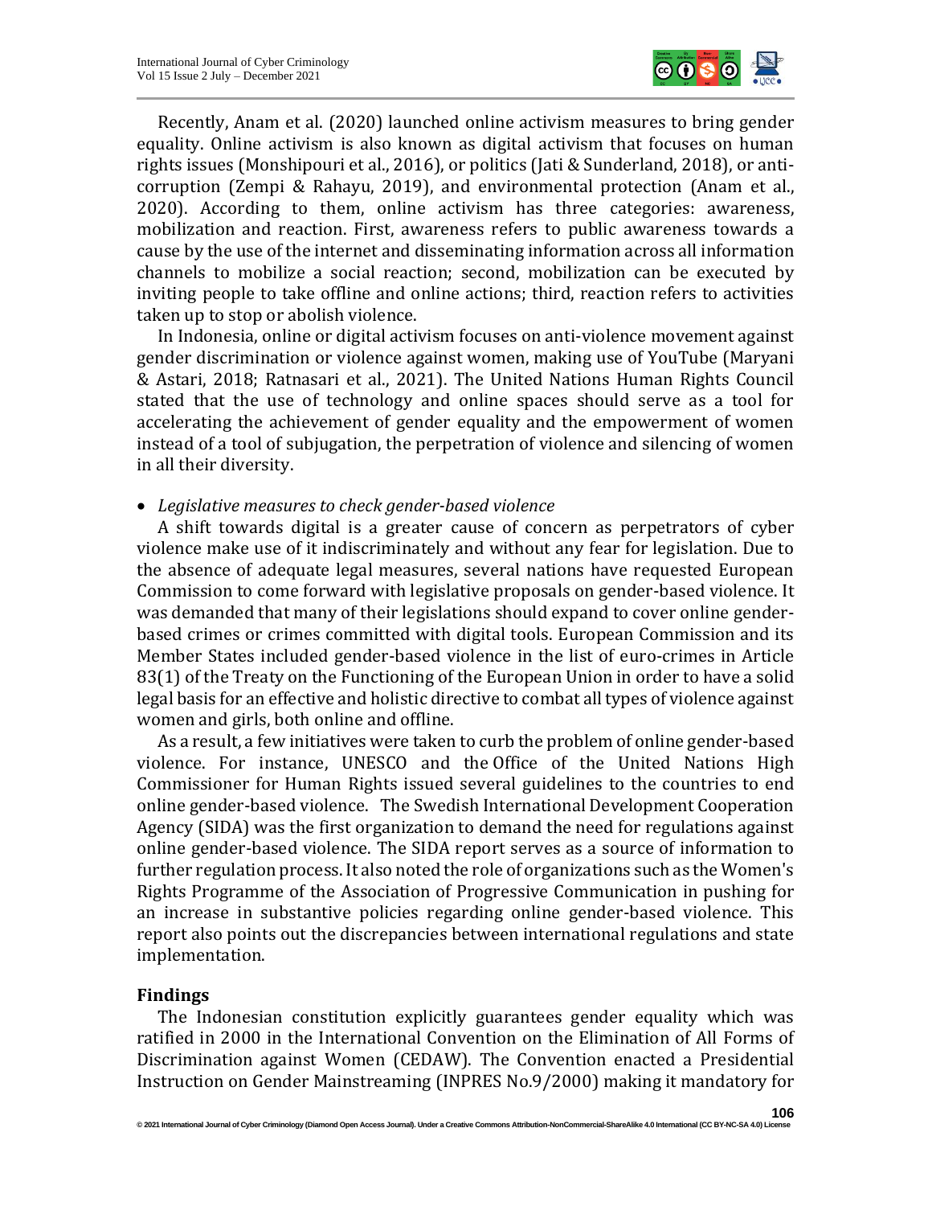Recently, Anam et al. (2020) launched online activism measures to bring gender equality. Online activism is also known as digital activism that focuses on human rights issues (Monshipouri et al., 2016), or politics (Jati & Sunderland, 2018), or anti-corruption (Zempi & Rahayu, 2019), and environmental protection (Anam et al., 2020). According to them, online activism has three categories: awareness, mobilization and reaction. First, awareness refers to public awareness towards a cause by the use of the internet and disseminating information across all information channels to mobilize a social reaction; second, mobilization can be executed by inviting people to take offline and online actions; third, reaction refers to activities taken up to stop or abolish violence.

In Indonesia, online or digital activism focuses on anti-violence movement against gender discrimination or violence against women, making use of YouTube (Maryani & Astari, 2018; Ratnasari et al., 2021). The United Nations Human Rights Council stated that the use of technology and online spaces should serve as a tool for accelerating the achievement of gender equality and the empowerment of women instead of a tool of subjugation, the perpetration of violence and silencing of women in all their diversity.

- *Legislative measures to check gender-based violence*

A shift towards digital is a greater cause of concern as perpetrators of cyber violence make use of it indiscriminately and without any fear for legislation. Due to the absence of adequate legal measures, several nations have requested European Commission to come forward with legislative proposals on gender-based violence. It was demanded that many of their legislations should expand to cover online gender-based crimes or crimes committed with digital tools. European Commission and its Member States included gender-based violence in the list of euro-crimes in Article 83(1) of the Treaty on the Functioning of the European Union in order to have a solid legal basis for an effective and holistic directive to combat all types of violence against women and girls, both online and offline.

As a result, a few initiatives were taken to curb the problem of online gender-based violence. For instance, UNESCO and the Office of the United Nations High Commissioner for Human Rights issued several guidelines to the countries to end online gender-based violence. The Swedish International Development Cooperation Agency (SIDA) was the first organization to demand the need for regulations against online gender-based violence. The SIDA report serves as a source of information to further regulation process. It also noted the role of organizations such as the Women's Rights Programme of the Association of Progressive Communication in pushing for an increase in substantive policies regarding online gender-based violence. This report also points out the discrepancies between international regulations and state implementation.

## Findings

The Indonesian constitution explicitly guarantees gender equality which was ratified in 2000 in the International Convention on the Elimination of All Forms of Discrimination against Women (CEDAW). The Convention enacted a Presidential Instruction on Gender Mainstreaming (INPRES No.9/2000) making it mandatory for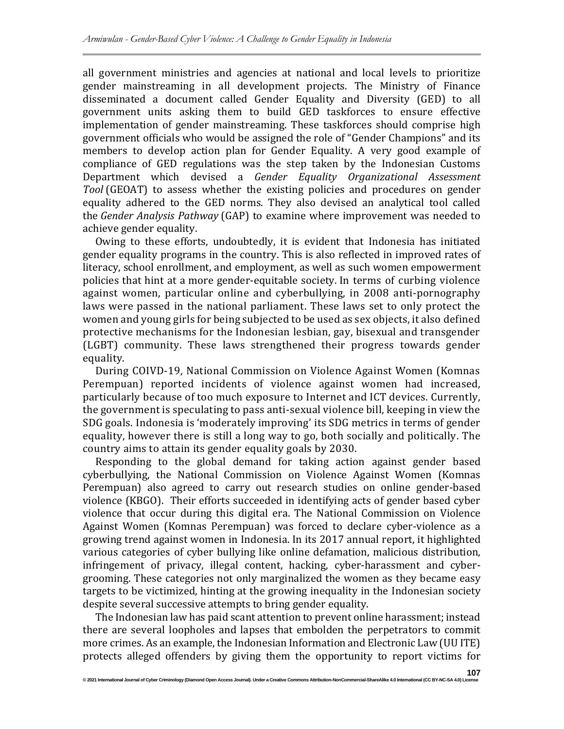all government ministries and agencies at national and local levels to prioritize gender mainstreaming in all development projects. The Ministry of Finance disseminated a document called Gender Equality and Diversity (GED) to all government units asking them to build GED taskforces to ensure effective implementation of gender mainstreaming. These taskforces should comprise high government officials who would be assigned the role of "Gender Champions" and its members to develop action plan for Gender Equality. A very good example of compliance of GED regulations was the step taken by the Indonesian Customs Department which devised a *Gender Equality Organizational Assessment Tool* (GEOAT) to assess whether the existing policies and procedures on gender equality adhered to the GED norms. They also devised an analytical tool called the *Gender Analysis Pathway* (GAP) to examine where improvement was needed to achieve gender equality.

Owing to these efforts, undoubtedly, it is evident that Indonesia has initiated gender equality programs in the country. This is also reflected in improved rates of literacy, school enrollment, and employment, as well as such women empowerment policies that hint at a more gender-equitable society. In terms of curbing violence against women, particular online and cyberbullying, in 2008 anti-pornography laws were passed in the national parliament. These laws set to only protect the women and young girls for being subjected to be used as sex objects, it also defined protective mechanisms for the Indonesian lesbian, gay, bisexual and transgender (LGBT) community. These laws strengthened their progress towards gender equality.

During COIVD-19, National Commission on Violence Against Women (Komnas Perempuan) reported incidents of violence against women had increased, particularly because of too much exposure to Internet and ICT devices. Currently, the government is speculating to pass anti-sexual violence bill, keeping in view the SDG goals. Indonesia is 'moderately improving' its SDG metrics in terms of gender equality, however there is still a long way to go, both socially and politically. The country aims to attain its gender equality goals by 2030.

Responding to the global demand for taking action against gender based cyberbullying, the National Commission on Violence Against Women (Komnas Perempuan) also agreed to carry out research studies on online gender-based violence (KBGO). Their efforts succeeded in identifying acts of gender based cyber violence that occur during this digital era. The National Commission on Violence Against Women (Komnas Perempuan) was forced to declare cyber-violence as a growing trend against women in Indonesia. In its 2017 annual report, it highlighted various categories of cyber bullying like online defamation, malicious distribution, infringement of privacy, illegal content, hacking, cyber-harassment and cyber-grooming. These categories not only marginalized the women as they became easy targets to be victimized, hinting at the growing inequality in the Indonesian society despite several successive attempts to bring gender equality.

The Indonesian law has paid scant attention to prevent online harassment; instead there are several loopholes and lapses that embolden the perpetrators to commit more crimes. As an example, the Indonesian Information and Electronic Law (UU ITE) protects alleged offenders by giving them the opportunity to report victims for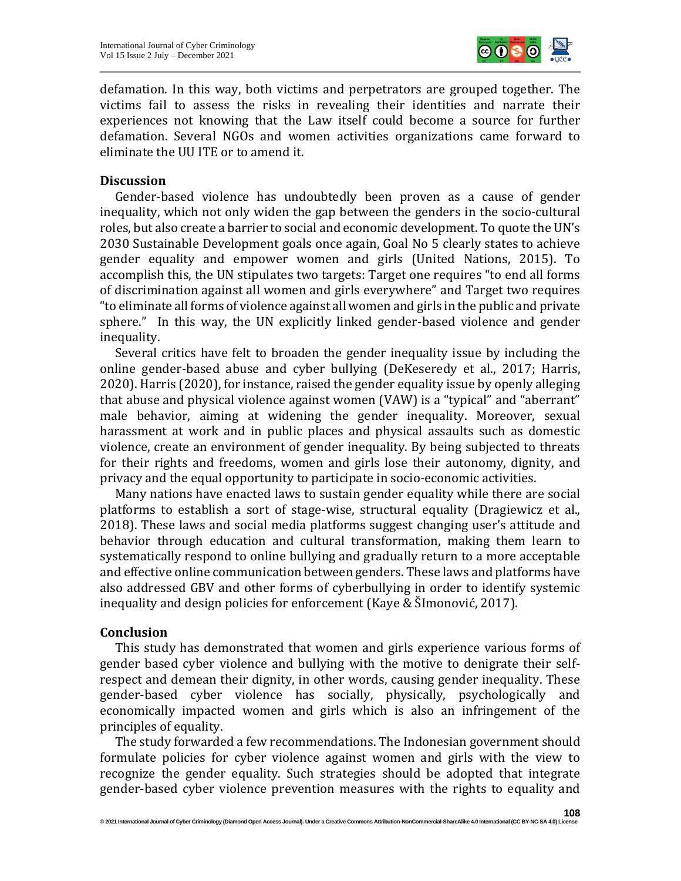defamation. In this way, both victims and perpetrators are grouped together. The victims fail to assess the risks in revealing their identities and narrate their experiences not knowing that the Law itself could become a source for further defamation. Several NGOs and women activities organizations came forward to eliminate the UU ITE or to amend it.

## Discussion

Gender-based violence has undoubtedly been proven as a cause of gender inequality, which not only widen the gap between the genders in the socio-cultural roles, but also create a barrier to social and economic development. To quote the UN's 2030 Sustainable Development goals once again, Goal No 5 clearly states to achieve gender equality and empower women and girls (United Nations, 2015). To accomplish this, the UN stipulates two targets: Target one requires "to end all forms of discrimination against all women and girls everywhere" and Target two requires "to eliminate all forms of violence against all women and girls in the public and private sphere." In this way, the UN explicitly linked gender-based violence and gender inequality.

Several critics have felt to broaden the gender inequality issue by including the online gender-based abuse and cyber bullying (DeKeseredy et al., 2017; Harris, 2020). Harris (2020), for instance, raised the gender equality issue by openly alleging that abuse and physical violence against women (VAW) is a "typical" and "aberrant" male behavior, aiming at widening the gender inequality. Moreover, sexual harassment at work and in public places and physical assaults such as domestic violence, create an environment of gender inequality. By being subjected to threats for their rights and freedoms, women and girls lose their autonomy, dignity, and privacy and the equal opportunity to participate in socio-economic activities.

Many nations have enacted laws to sustain gender equality while there are social platforms to establish a sort of stage-wise, structural equality (Dragiewicz et al., 2018). These laws and social media platforms suggest changing user's attitude and behavior through education and cultural transformation, making them learn to systematically respond to online bullying and gradually return to a more acceptable and effective online communication between genders. These laws and platforms have also addressed GBV and other forms of cyberbullying in order to identify systemic inequality and design policies for enforcement (Kaye & ŠImonović, 2017).

## Conclusion

This study has demonstrated that women and girls experience various forms of gender based cyber violence and bullying with the motive to denigrate their self-respect and demean their dignity, in other words, causing gender inequality. These gender-based cyber violence has socially, physically, psychologically and economically impacted women and girls which is also an infringement of the principles of equality.

The study forwarded a few recommendations. The Indonesian government should formulate policies for cyber violence against women and girls with the view to recognize the gender equality. Such strategies should be adopted that integrate gender-based cyber violence prevention measures with the rights to equality and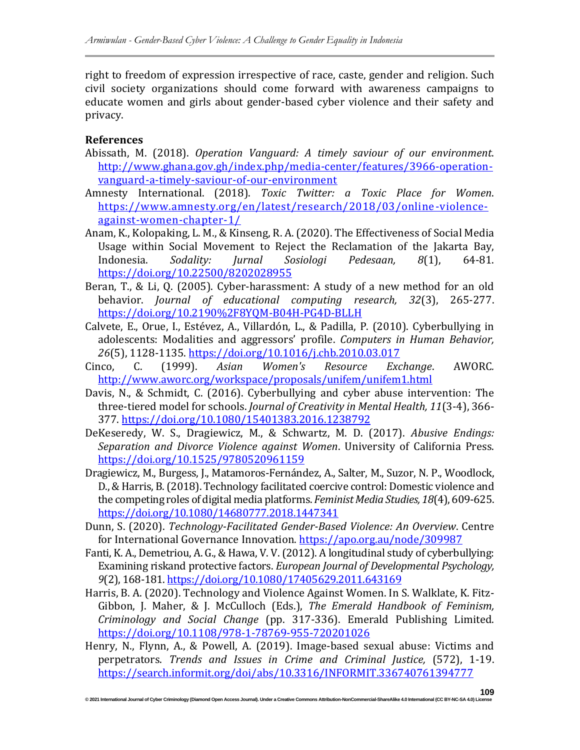right to freedom of expression irrespective of race, caste, gender and religion. Such civil society organizations should come forward with awareness campaigns to educate women and girls about gender-based cyber violence and their safety and privacy.

**References**

Abissath, M. (2018). *Operation Vanguard: A timely saviour of our environment*. http://www.ghana.gov.gh/index.php/media-center/features/3966-operation-vanguard-a-timely-saviour-of-our-environment

Amnesty International. (2018). *Toxic Twitter: a Toxic Place for Women*. https://www.amnesty.org/en/latest/research/2018/03/online-violence-against-women-chapter-1/

Anam, K., Kolopaking, L. M., & Kinseng, R. A. (2020). The Effectiveness of Social Media Usage within Social Movement to Reject the Reclamation of the Jakarta Bay, Indonesia. *Sodality: Jurnal Sosiologi Pedesaan, 8*(1), 64-81. https://doi.org/10.22500/8202028955

Beran, T., & Li, Q. (2005). Cyber-harassment: A study of a new method for an old behavior. *Journal of educational computing research, 32*(3), 265-277. https://doi.org/10.2190%2F8YQM-B04H-PG4D-BLLH

Calvete, E., Orue, I., Estévez, A., Villardón, L., & Padilla, P. (2010). Cyberbullying in adolescents: Modalities and aggressors' profile. *Computers in Human Behavior, 26*(5), 1128-1135. https://doi.org/10.1016/j.chb.2010.03.017

Cinco, C. (1999). *Asian Women's Resource Exchange*. AWORC. http://www.aworc.org/workspace/proposals/unifem/unifem1.html

Davis, N., & Schmidt, C. (2016). Cyberbullying and cyber abuse intervention: The three-tiered model for schools. *Journal of Creativity in Mental Health, 11*(3-4), 366-377. https://doi.org/10.1080/15401383.2016.1238792

DeKeseredy, W. S., Dragiewicz, M., & Schwartz, M. D. (2017). *Abusive Endings: Separation and Divorce Violence against Women*. University of California Press. https://doi.org/10.1525/9780520961159

Dragiewicz, M., Burgess, J., Matamoros-Fernández, A., Salter, M., Suzor, N. P., Woodlock, D., & Harris, B. (2018). Technology facilitated coercive control: Domestic violence and the competing roles of digital media platforms. *Feminist Media Studies, 18*(4), 609-625. https://doi.org/10.1080/14680777.2018.1447341

Dunn, S. (2020). *Technology-Facilitated Gender-Based Violence: An Overview*. Centre for International Governance Innovation. https://apo.org.au/node/309987

Fanti, K. A., Demetriou, A. G., & Hawa, V. V. (2012). A longitudinal study of cyberbullying: Examining riskand protective factors. *European Journal of Developmental Psychology, 9*(2), 168-181. https://doi.org/10.1080/17405629.2011.643169

Harris, B. A. (2020). Technology and Violence Against Women. In S. Walklate, K. Fitz-Gibbon, J. Maher, & J. McCulloch (Eds.), *The Emerald Handbook of Feminism, Criminology and Social Change* (pp. 317-336). Emerald Publishing Limited. https://doi.org/10.1108/978-1-78769-955-720201026

Henry, N., Flynn, A., & Powell, A. (2019). Image-based sexual abuse: Victims and perpetrators. *Trends and Issues in Crime and Criminal Justice,* (572), 1-19. https://search.informit.org/doi/abs/10.3316/INFORMIT.336740761394777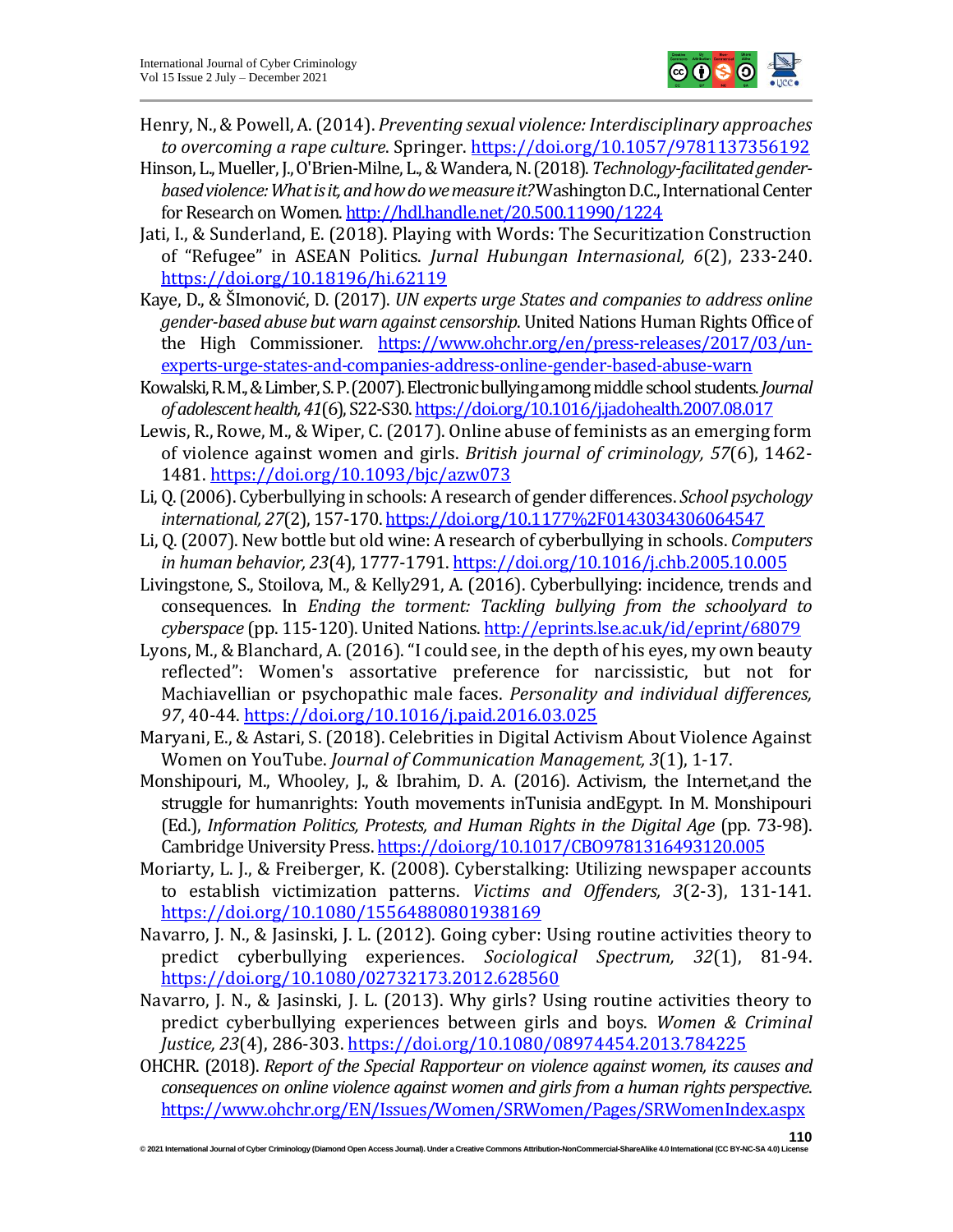Henry, N., & Powell, A. (2014). *Preventing sexual violence: Interdisciplinary approaches to overcoming a rape culture*. Springer. https://doi.org/10.1057/9781137356192

Hinson, L., Mueller, J., O'Brien-Milne, L., & Wandera, N. (2018). *Technology-facilitated gender-based violence: What is it, and how do we measure it?* Washington D.C., International Center for Research on Women. http://hdl.handle.net/20.500.11990/1224

Jati, I., & Sunderland, E. (2018). Playing with Words: The Securitization Construction of "Refugee" in ASEAN Politics. *Jurnal Hubungan Internasional, 6*(2), 233-240. https://doi.org/10.18196/hi.62119

Kaye, D., & ŠImonović, D. (2017). *UN experts urge States and companies to address online gender-based abuse but warn against censorship*. United Nations Human Rights Office of the High Commissioner. https://www.ohchr.org/en/press-releases/2017/03/un-experts-urge-states-and-companies-address-online-gender-based-abuse-warn

Kowalski, R. M., & Limber, S. P. (2007). Electronic bullying among middle school students. *Journal of adolescent health, 41*(6), S22-S30. https://doi.org/10.1016/j.jadohealth.2007.08.017

Lewis, R., Rowe, M., & Wiper, C. (2017). Online abuse of feminists as an emerging form of violence against women and girls. *British journal of criminology, 57*(6), 1462-1481. https://doi.org/10.1093/bjc/azw073

Li, Q. (2006). Cyberbullying in schools: A research of gender differences. *School psychology international, 27*(2), 157-170. https://doi.org/10.1177%2F0143034306064547

Li, Q. (2007). New bottle but old wine: A research of cyberbullying in schools. *Computers in human behavior, 23*(4), 1777-1791. https://doi.org/10.1016/j.chb.2005.10.005

Livingstone, S., Stoilova, M., & Kelly291, A. (2016). Cyberbullying: incidence, trends and consequences. In *Ending the torment: Tackling bullying from the schoolyard to cyberspace* (pp. 115-120). United Nations. http://eprints.lse.ac.uk/id/eprint/68079

Lyons, M., & Blanchard, A. (2016). "I could see, in the depth of his eyes, my own beauty reflected": Women's assortative preference for narcissistic, but not for Machiavellian or psychopathic male faces. *Personality and individual differences, 97*, 40-44. https://doi.org/10.1016/j.paid.2016.03.025

Maryani, E., & Astari, S. (2018). Celebrities in Digital Activism About Violence Against Women on YouTube. *Journal of Communication Management, 3*(1), 1-17.

Monshipouri, M., Whooley, J., & Ibrahim, D. A. (2016). Activism, the Internet,and the struggle for humanrights: Youth movements inTunisia andEgypt. In M. Monshipouri (Ed.), *Information Politics, Protests, and Human Rights in the Digital Age* (pp. 73-98). Cambridge University Press. https://doi.org/10.1017/CBO9781316493120.005

Moriarty, L. J., & Freiberger, K. (2008). Cyberstalking: Utilizing newspaper accounts to establish victimization patterns. *Victims and Offenders, 3*(2-3), 131-141. https://doi.org/10.1080/15564880801938169

Navarro, J. N., & Jasinski, J. L. (2012). Going cyber: Using routine activities theory to predict cyberbullying experiences. *Sociological Spectrum, 32*(1), 81-94. https://doi.org/10.1080/02732173.2012.628560

Navarro, J. N., & Jasinski, J. L. (2013). Why girls? Using routine activities theory to predict cyberbullying experiences between girls and boys. *Women & Criminal Justice, 23*(4), 286-303. https://doi.org/10.1080/08974454.2013.784225

OHCHR. (2018). *Report of the Special Rapporteur on violence against women, its causes and consequences on online violence against women and girls from a human rights perspective.* https://www.ohchr.org/EN/Issues/Women/SRWomen/Pages/SRWomenIndex.aspx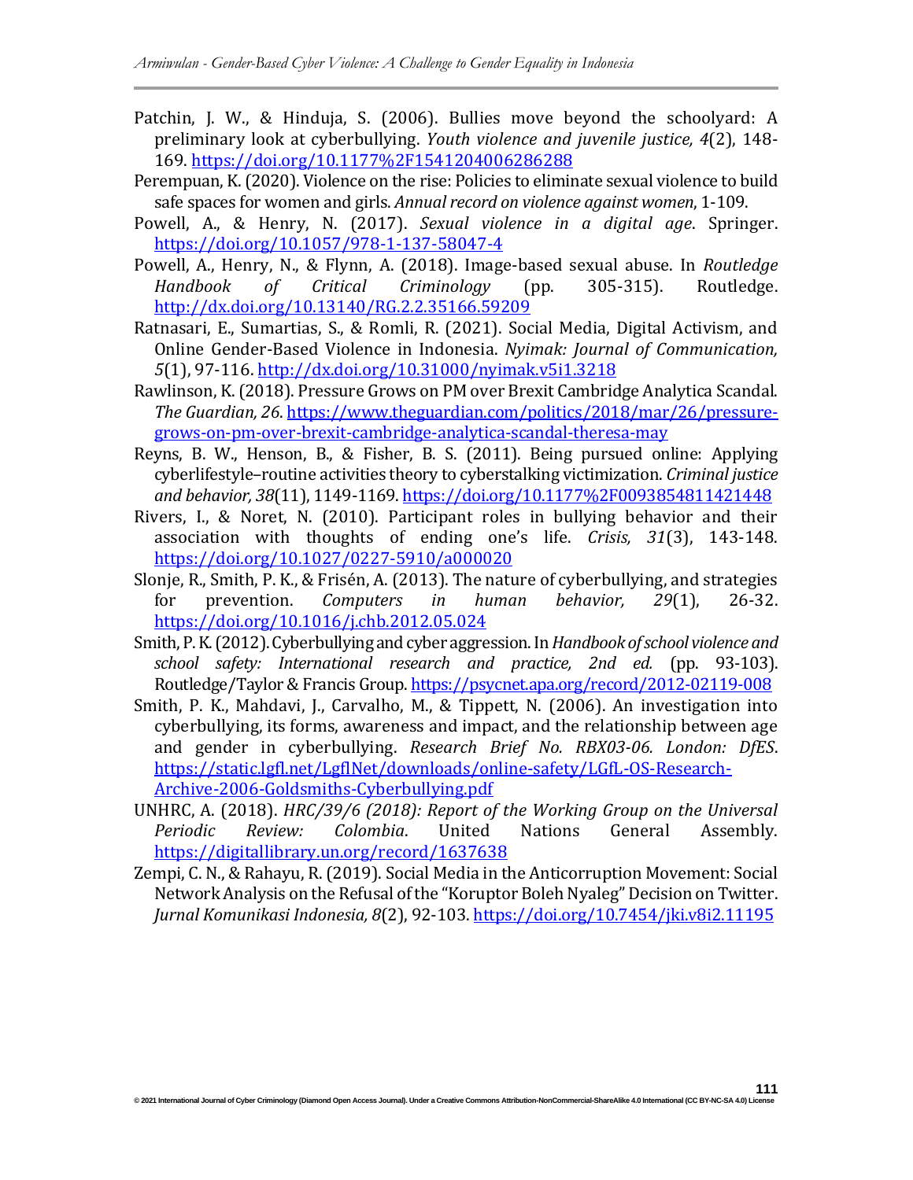Patchin, J. W., & Hinduja, S. (2006). Bullies move beyond the schoolyard: A preliminary look at cyberbullying. *Youth violence and juvenile justice, 4*(2), 148-169. https://doi.org/10.1177%2F1541204006286288

Perempuan, K. (2020). Violence on the rise: Policies to eliminate sexual violence to build safe spaces for women and girls. *Annual record on violence against women*, 1-109.

Powell, A., & Henry, N. (2017). *Sexual violence in a digital age*. Springer. https://doi.org/10.1057/978-1-137-58047-4

Powell, A., Henry, N., & Flynn, A. (2018). Image-based sexual abuse. In *Routledge Handbook of Critical Criminology* (pp. 305-315). Routledge. http://dx.doi.org/10.13140/RG.2.2.35166.59209

Ratnasari, E., Sumartias, S., & Romli, R. (2021). Social Media, Digital Activism, and Online Gender-Based Violence in Indonesia. *Nyimak: Journal of Communication, 5*(1), 97-116. http://dx.doi.org/10.31000/nyimak.v5i1.3218

Rawlinson, K. (2018). Pressure Grows on PM over Brexit Cambridge Analytica Scandal. *The Guardian, 26*. https://www.theguardian.com/politics/2018/mar/26/pressure-grows-on-pm-over-brexit-cambridge-analytica-scandal-theresa-may

Reyns, B. W., Henson, B., & Fisher, B. S. (2011). Being pursued online: Applying cyberlifestyle–routine activities theory to cyberstalking victimization. *Criminal justice and behavior, 38*(11), 1149-1169. https://doi.org/10.1177%2F0093854811421448

Rivers, I., & Noret, N. (2010). Participant roles in bullying behavior and their association with thoughts of ending one's life. *Crisis, 31*(3), 143-148. https://doi.org/10.1027/0227-5910/a000020

Slonje, R., Smith, P. K., & Frisén, A. (2013). The nature of cyberbullying, and strategies for prevention. *Computers in human behavior, 29*(1), 26-32. https://doi.org/10.1016/j.chb.2012.05.024

Smith, P. K. (2012). Cyberbullying and cyber aggression. In *Handbook of school violence and school safety: International research and practice, 2nd ed.* (pp. 93-103). Routledge/Taylor & Francis Group. https://psycnet.apa.org/record/2012-02119-008

Smith, P. K., Mahdavi, J., Carvalho, M., & Tippett, N. (2006). An investigation into cyberbullying, its forms, awareness and impact, and the relationship between age and gender in cyberbullying. *Research Brief No. RBX03-06. London: DfES*. https://static.lgfl.net/LgflNet/downloads/online-safety/LGfL-OS-Research-Archive-2006-Goldsmiths-Cyberbullying.pdf

UNHRC, A. (2018). *HRC/39/6 (2018): Report of the Working Group on the Universal Periodic Review: Colombia*. United Nations General Assembly. https://digitallibrary.un.org/record/1637638

Zempi, C. N., & Rahayu, R. (2019). Social Media in the Anticorruption Movement: Social Network Analysis on the Refusal of the "Koruptor Boleh Nyaleg" Decision on Twitter. *Jurnal Komunikasi Indonesia, 8*(2), 92-103. https://doi.org/10.7454/jki.v8i2.11195